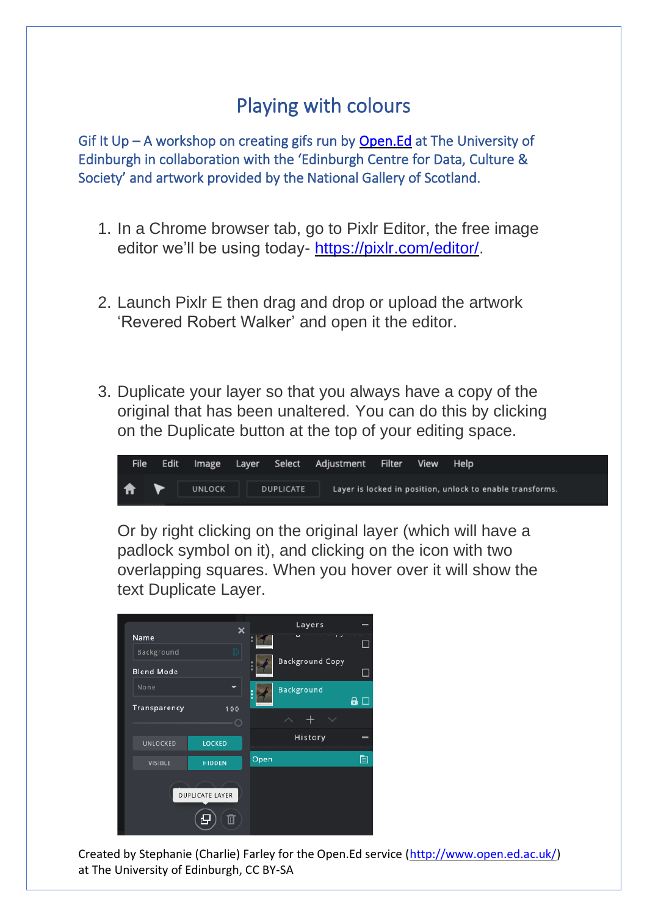# Playing with colours

Gif It Up – A workshop on creating gifs run by [Open.Ed](http://www.open.ed.ac.uk/) at The University of Edinburgh in collaboration with the 'Edinburgh Centre for Data, Culture & Society' and artwork provided by the National Gallery of Scotland.

1. In a Chrome browser tab, go to Pixlr Editor, the free image editor we'll be using today- [https://pixlr.com/editor/](https://pixlr.com/editor/).

2. Launch Pixlr E then drag and drop or upload the artwork 'Revered Robert Walker' and open it the editor.

3. Duplicate your layer so that you always have a copy of the original that has been unaltered. You can do this by clicking on the Duplicate button at the top of your editing space.

   Or by right clicking on the original layer (which will have a padlock symbol on it), and clicking on the icon with two overlapping squares. When you hover over it will show the text Duplicate Layer.

Created by Stephanie (Charlie) Farley for the Open.Ed service ([http://www.open.ed.ac.uk/](http://www.open.ed.ac.uk/)) at The University of Edinburgh, CC BY-SA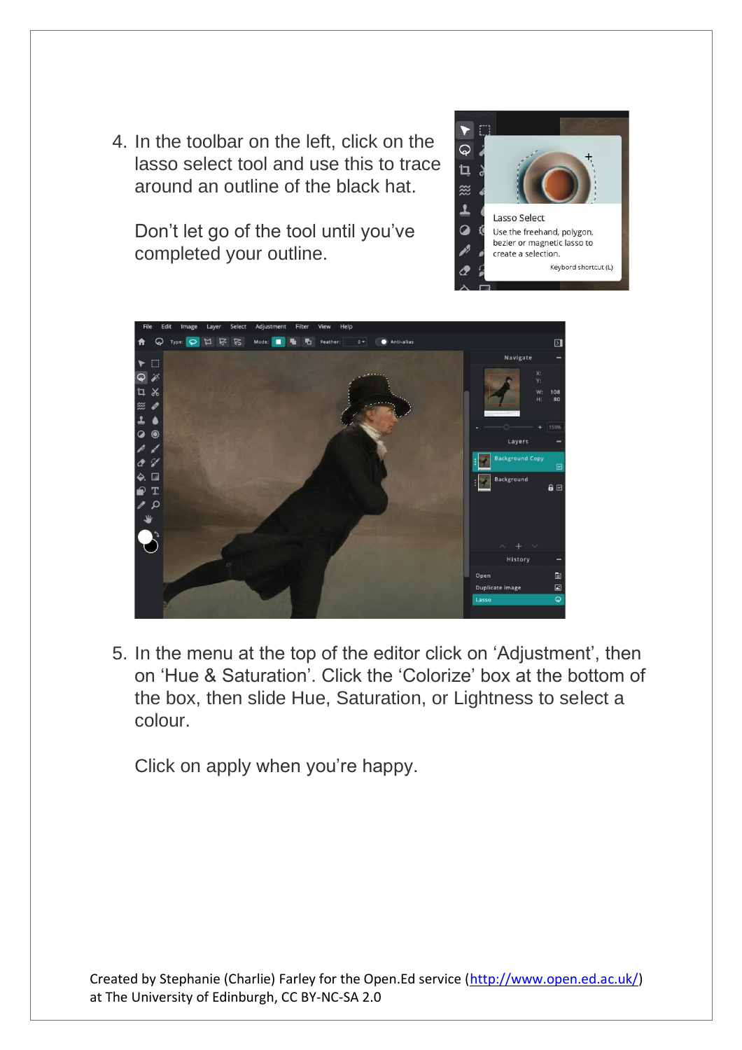4. In the toolbar on the left, click on the lasso select tool and use this to trace around an outline of the black hat.

   Don't let go of the tool until you've completed your outline.

5. In the menu at the top of the editor click on 'Adjustment', then on 'Hue & Saturation'. Click the 'Colorize' box at the bottom of the box, then slide Hue, Saturation, or Lightness to select a colour.

   Click on apply when you're happy.

Created by Stephanie (Charlie) Farley for the Open.Ed service (http://www.open.ed.ac.uk/) at The University of Edinburgh, CC BY-NC-SA 2.0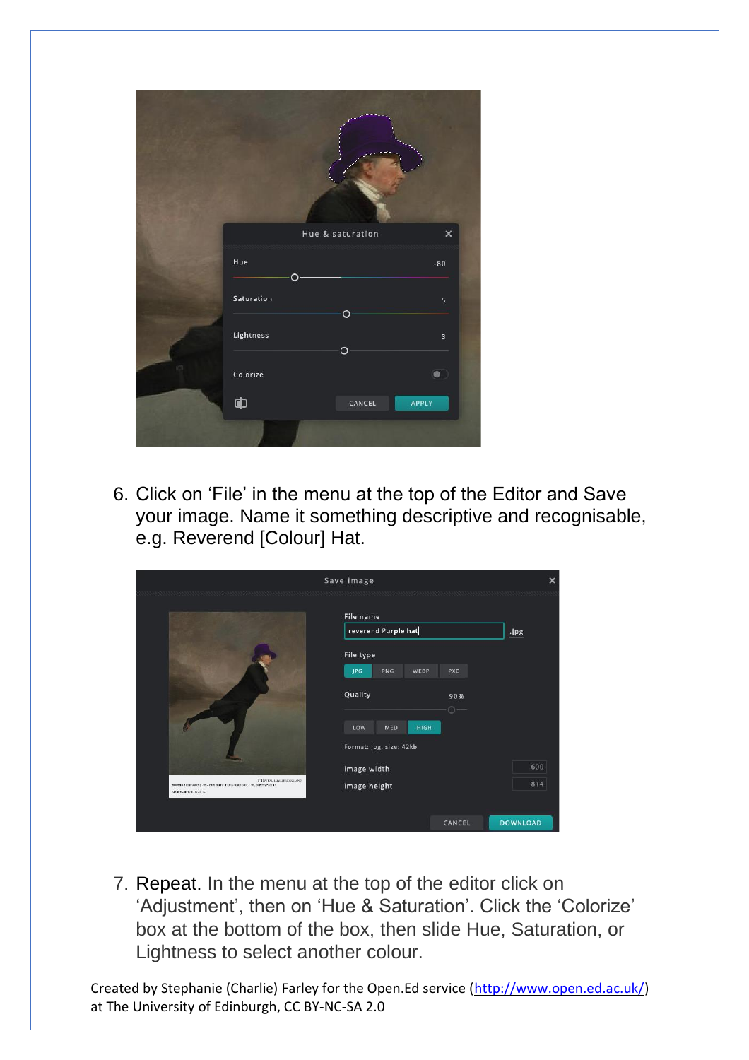6. Click on ‘File’ in the menu at the top of the Editor and Save your image. Name it something descriptive and recognisable, e.g. Reverend [Colour] Hat.

7. Repeat. In the menu at the top of the editor click on ‘Adjustment’, then on ‘Hue & Saturation’. Click the ‘Colorize’ box at the bottom of the box, then slide Hue, Saturation, or Lightness to select another colour.

Created by Stephanie (Charlie) Farley for the Open.Ed service (http://www.open.ed.ac.uk/) at The University of Edinburgh, CC BY-NC-SA 2.0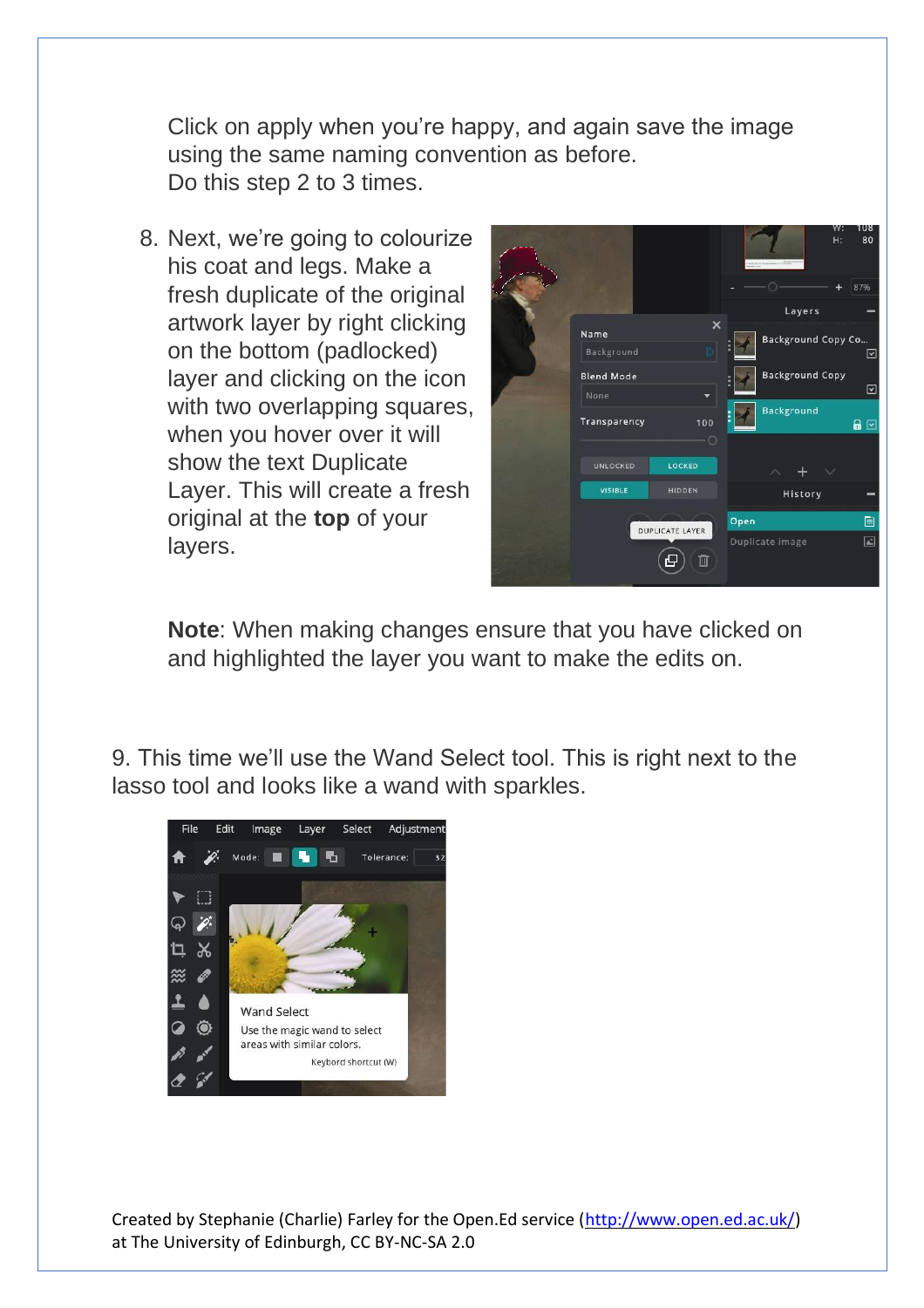Click on apply when you're happy, and again save the image using the same naming convention as before. Do this step 2 to 3 times.

8. Next, we're going to colourize his coat and legs. Make a fresh duplicate of the original artwork layer by right clicking on the bottom (padlocked) layer and clicking on the icon with two overlapping squares, when you hover over it will show the text Duplicate Layer. This will create a fresh original at the **top** of your layers.

**Note**: When making changes ensure that you have clicked on and highlighted the layer you want to make the edits on.

9. This time we'll use the Wand Select tool. This is right next to the lasso tool and looks like a wand with sparkles.

Created by Stephanie (Charlie) Farley for the Open.Ed service (http://www.open.ed.ac.uk/) at The University of Edinburgh, CC BY-NC-SA 2.0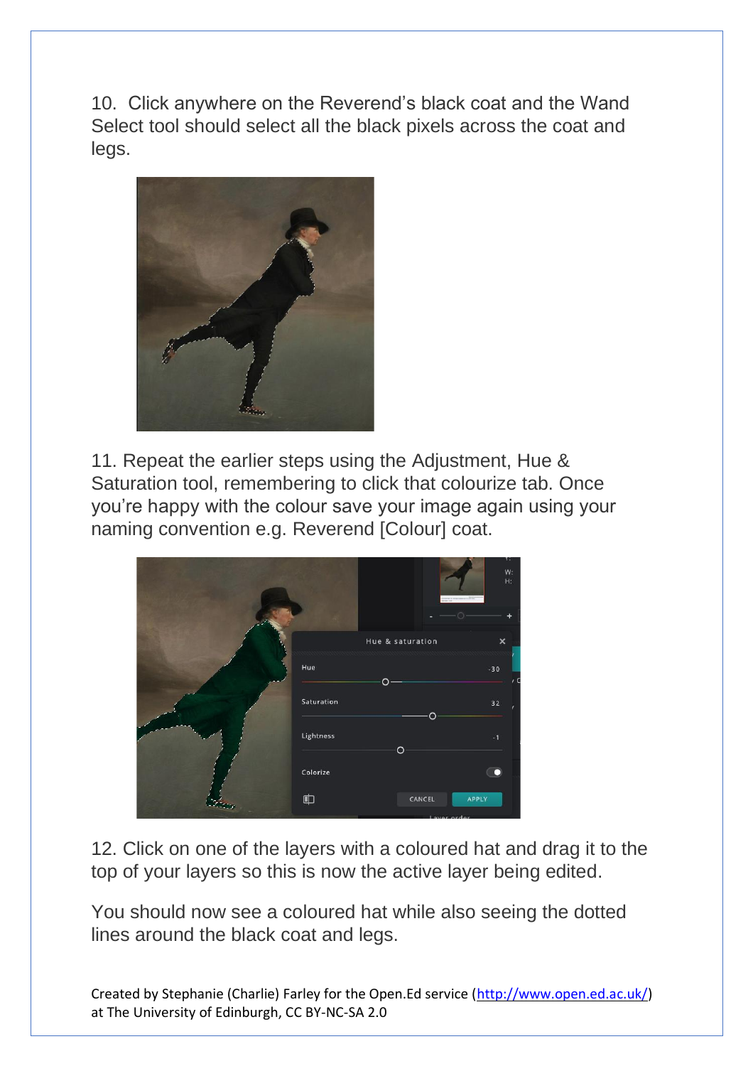10. Click anywhere on the Reverend's black coat and the Wand Select tool should select all the black pixels across the coat and legs.

11. Repeat the earlier steps using the Adjustment, Hue & Saturation tool, remembering to click that colourize tab. Once you're happy with the colour save your image again using your naming convention e.g. Reverend [Colour] coat.

12. Click on one of the layers with a coloured hat and drag it to the top of your layers so this is now the active layer being edited.

You should now see a coloured hat while also seeing the dotted lines around the black coat and legs.

Created by Stephanie (Charlie) Farley for the Open.Ed service (http://www.open.ed.ac.uk/) at The University of Edinburgh, CC BY-NC-SA 2.0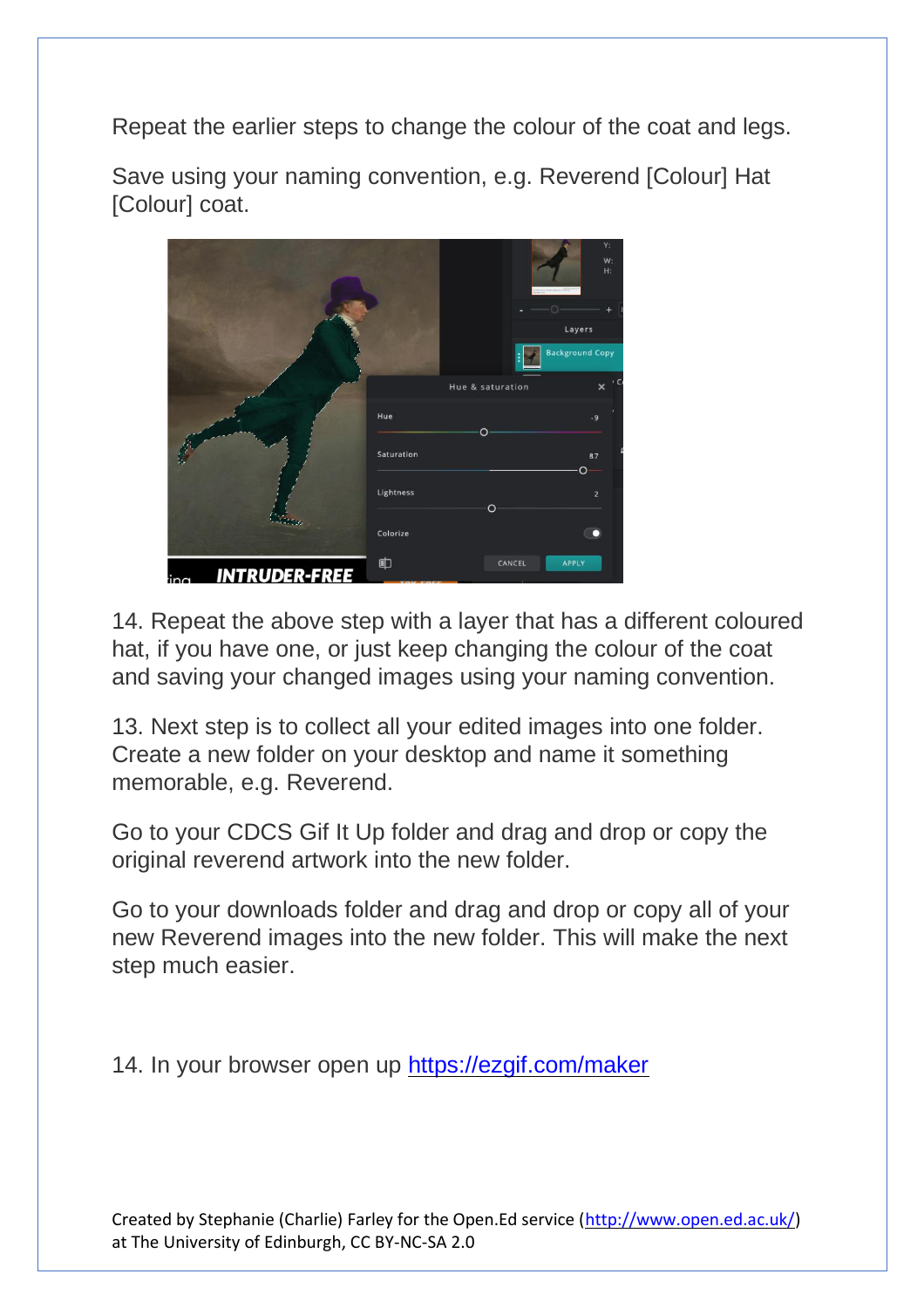Repeat the earlier steps to change the colour of the coat and legs.

Save using your naming convention, e.g. Reverend [Colour] Hat [Colour] coat.

14. Repeat the above step with a layer that has a different coloured hat, if you have one, or just keep changing the colour of the coat and saving your changed images using your naming convention.

13. Next step is to collect all your edited images into one folder. Create a new folder on your desktop and name it something memorable, e.g. Reverend.

Go to your CDCS Gif It Up folder and drag and drop or copy the original reverend artwork into the new folder.

Go to your downloads folder and drag and drop or copy all of your new Reverend images into the new folder. This will make the next step much easier.

14. In your browser open up [https://ezgif.com/maker](https://ezgif.com/maker)

Created by Stephanie (Charlie) Farley for the Open.Ed service ([http://www.open.ed.ac.uk/](http://www.open.ed.ac.uk/)) at The University of Edinburgh, CC BY-NC-SA 2.0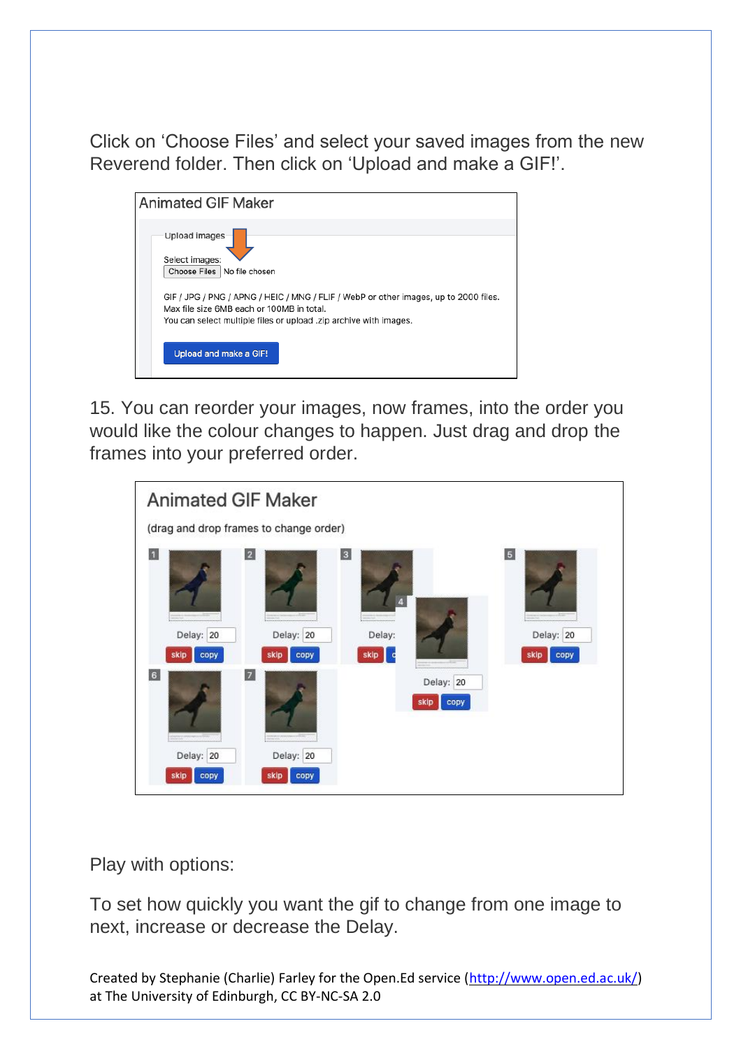Click on 'Choose Files' and select your saved images from the new Reverend folder. Then click on 'Upload and make a GIF!'.

15. You can reorder your images, now frames, into the order you would like the colour changes to happen. Just drag and drop the frames into your preferred order.

Play with options:

To set how quickly you want the gif to change from one image to next, increase or decrease the Delay.

Created by Stephanie (Charlie) Farley for the Open.Ed service (http://www.open.ed.ac.uk/) at The University of Edinburgh, CC BY-NC-SA 2.0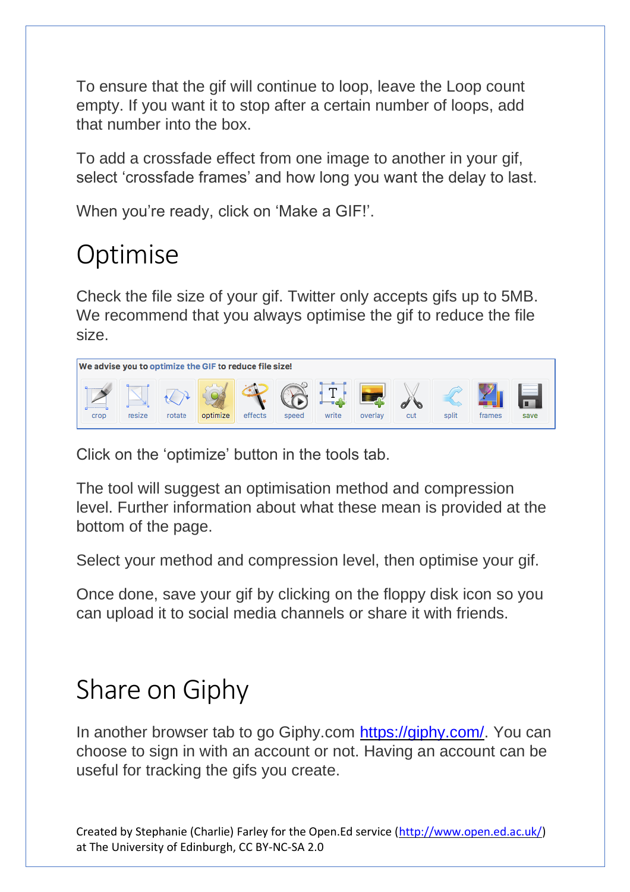To ensure that the gif will continue to loop, leave the Loop count empty. If you want it to stop after a certain number of loops, add that number into the box.

To add a crossfade effect from one image to another in your gif, select 'crossfade frames' and how long you want the delay to last.

When you're ready, click on 'Make a GIF!'.

# Optimise

Check the file size of your gif. Twitter only accepts gifs up to 5MB. We recommend that you always optimise the gif to reduce the file size.

**We advise you to optimize the GIF to reduce file size!**

crop | resize | rotate | optimize | effects | speed | write | overlay | cut | split | frames | save

Click on the 'optimize' button in the tools tab.

The tool will suggest an optimisation method and compression level. Further information about what these mean is provided at the bottom of the page.

Select your method and compression level, then optimise your gif.

Once done, save your gif by clicking on the floppy disk icon so you can upload it to social media channels or share it with friends.

# Share on Giphy

In another browser tab to go Giphy.com https://giphy.com/. You can choose to sign in with an account or not. Having an account can be useful for tracking the gifs you create.

Created by Stephanie (Charlie) Farley for the Open.Ed service (http://www.open.ed.ac.uk/) at The University of Edinburgh, CC BY-NC-SA 2.0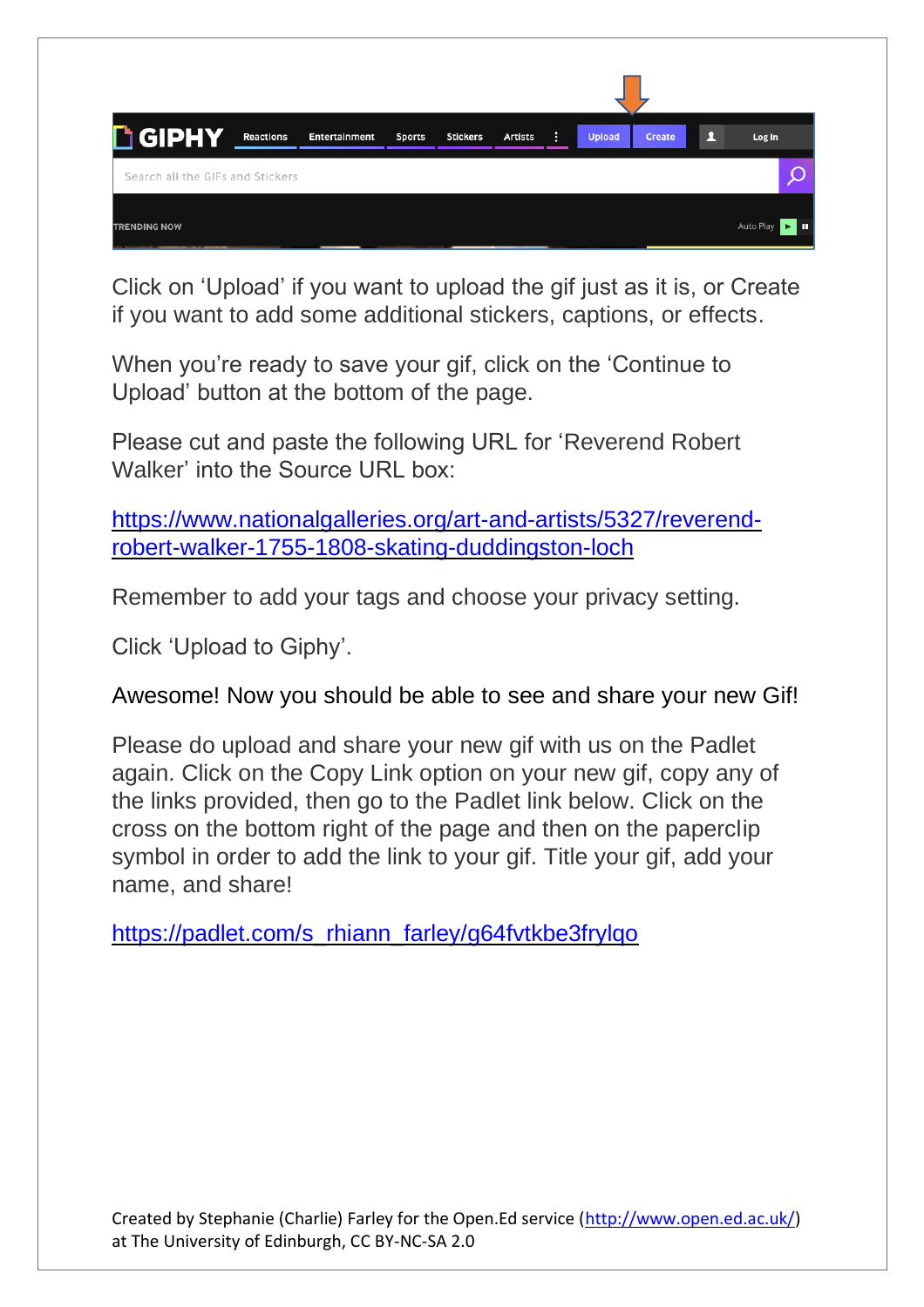Click on 'Upload' if you want to upload the gif just as it is, or Create if you want to add some additional stickers, captions, or effects.

When you're ready to save your gif, click on the 'Continue to Upload' button at the bottom of the page.

Please cut and paste the following URL for 'Reverend Robert Walker' into the Source URL box:

[https://www.nationalgalleries.org/art-and-artists/5327/reverend-robert-walker-1755-1808-skating-duddingston-loch](https://www.nationalgalleries.org/art-and-artists/5327/reverend-robert-walker-1755-1808-skating-duddingston-loch)

Remember to add your tags and choose your privacy setting.

Click 'Upload to Giphy'.

Awesome! Now you should be able to see and share your new Gif!

Please do upload and share your new gif with us on the Padlet again. Click on the Copy Link option on your new gif, copy any of the links provided, then go to the Padlet link below. Click on the cross on the bottom right of the page and then on the paperclip symbol in order to add the link to your gif. Title your gif, add your name, and share!

[https://padlet.com/s_rhiann_farley/g64fvtkbe3frylqo](https://padlet.com/s_rhiann_farley/g64fvtkbe3frylqo)

Created by Stephanie (Charlie) Farley for the Open.Ed service ([http://www.open.ed.ac.uk/](http://www.open.ed.ac.uk/)) at The University of Edinburgh, CC BY-NC-SA 2.0